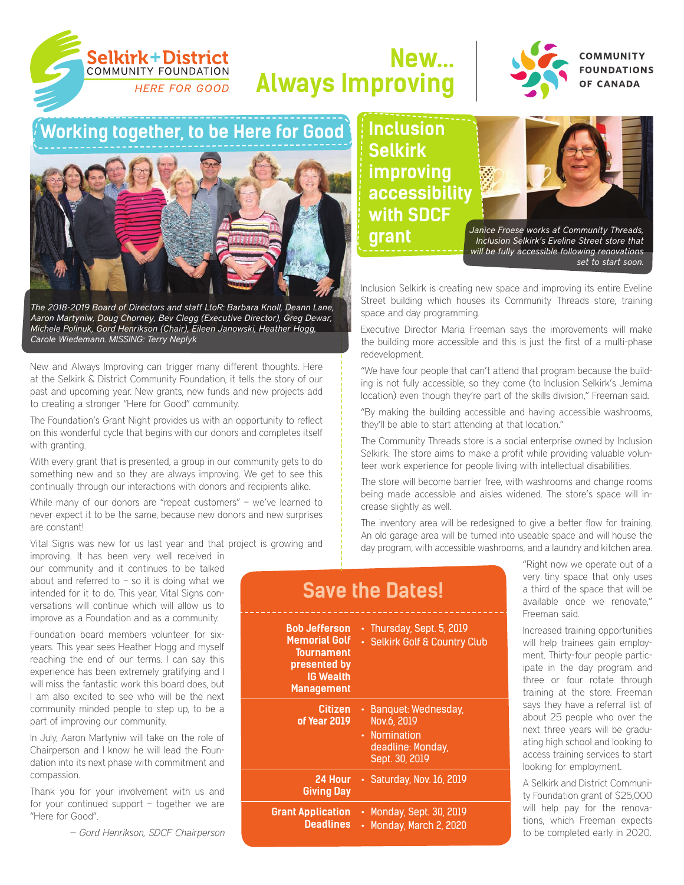Selkirk + District COMMUNITY FOUNDATION
*HERE FOR GOOD*

# New... Always Improving

COMMUNITY FOUNDATIONS OF CANADA

## Working together, to be Here for Good

*The 2018-2019 Board of Directors and staff LtoR: Barbara Knoll, Deann Lane, Aaron Martyniw, Doug Chorney, Bev Clegg (Executive Director), Greg Dewar, Michele Polinuk, Gord Henrikson (Chair), Eileen Janowski, Heather Hogg, Carole Wiedemann. MISSING: Terry Neplyk*

New and Always Improving can trigger many different thoughts. Here at the Selkirk & District Community Foundation, it tells the story of our past and upcoming year. New grants, new funds and new projects add to creating a stronger "Here for Good" community.

The Foundation's Grant Night provides us with an opportunity to reflect on this wonderful cycle that begins with our donors and completes itself with granting.

With every grant that is presented, a group in our community gets to do something new and so they are always improving. We get to see this continually through our interactions with donors and recipients alike.

While many of our donors are "repeat customers" – we've learned to never expect it to be the same, because new donors and new surprises are constant!

Vital Signs was new for us last year and that project is growing and improving. It has been very well received in our community and it continues to be talked about and referred to – so it is doing what we intended for it to do. This year, Vital Signs conversations will continue which will allow us to improve as a Foundation and as a community.

Foundation board members volunteer for six-years. This year sees Heather Hogg and myself reaching the end of our terms. I can say this experience has been extremely gratifying and I will miss the fantastic work this board does, but I am also excited to see who will be the next community minded people to step up, to be a part of improving our community.

In July, Aaron Martyniw will take on the role of Chairperson and I know he will lead the Foundation into its next phase with commitment and compassion.

Thank you for your involvement with us and for your continued support – together we are "Here for Good".

*– Gord Henrikson, SDCF Chairperson*

## Inclusion Selkirk improving accessibility with SDCF grant

*Janice Froese works at Community Threads, Inclusion Selkirk's Eveline Street store that will be fully accessible following renovations set to start soon.*

Inclusion Selkirk is creating new space and improving its entire Eveline Street building which houses its Community Threads store, training space and day programming.

Executive Director Maria Freeman says the improvements will make the building more accessible and this is just the first of a multi-phase redevelopment.

"We have four people that can't attend that program because the building is not fully accessible, so they come (to Inclusion Selkirk's Jemima location) even though they're part of the skills division," Freeman said.

"By making the building accessible and having accessible washrooms, they'll be able to start attending at that location."

The Community Threads store is a social enterprise owned by Inclusion Selkirk. The store aims to make a profit while providing valuable volunteer work experience for people living with intellectual disabilities.

The store will become barrier free, with washrooms and change rooms being made accessible and aisles widened. The store's space will increase slightly as well.

The inventory area will be redesigned to give a better flow for training. An old garage area will be turned into useable space and will house the day program, with accessible washrooms, and a laundry and kitchen area.

"Right now we operate out of a very tiny space that only uses a third of the space that will be available once we renovate," Freeman said.

Increased training opportunities will help trainees gain employment. Thirty-four people participate in the day program and three or four rotate through training at the store. Freeman says they have a referral list of about 25 people who over the next three years will be graduating high school and looking to access training services to start looking for employment.

A Selkirk and District Community Foundation grant of $25,000 will help pay for the renovations, which Freeman expects to be completed early in 2020.

## Save the Dates!

| Event | Details |
| --- | --- |
| **Bob Jefferson Memorial Golf Tournament presented by IG Wealth Management** | • Thursday, Sept. 5, 2019<br>• Selkirk Golf & Country Club |
| **Citizen of Year 2019** | • Banquet: Wednesday, Nov.6, 2019<br>• Nomination deadline: Monday, Sept. 30, 2019 |
| **24 Hour Giving Day** | • Saturday, Nov. 16, 2019 |
| **Grant Application Deadlines** | • Monday, Sept. 30, 2019<br>• Monday, March 2, 2020 |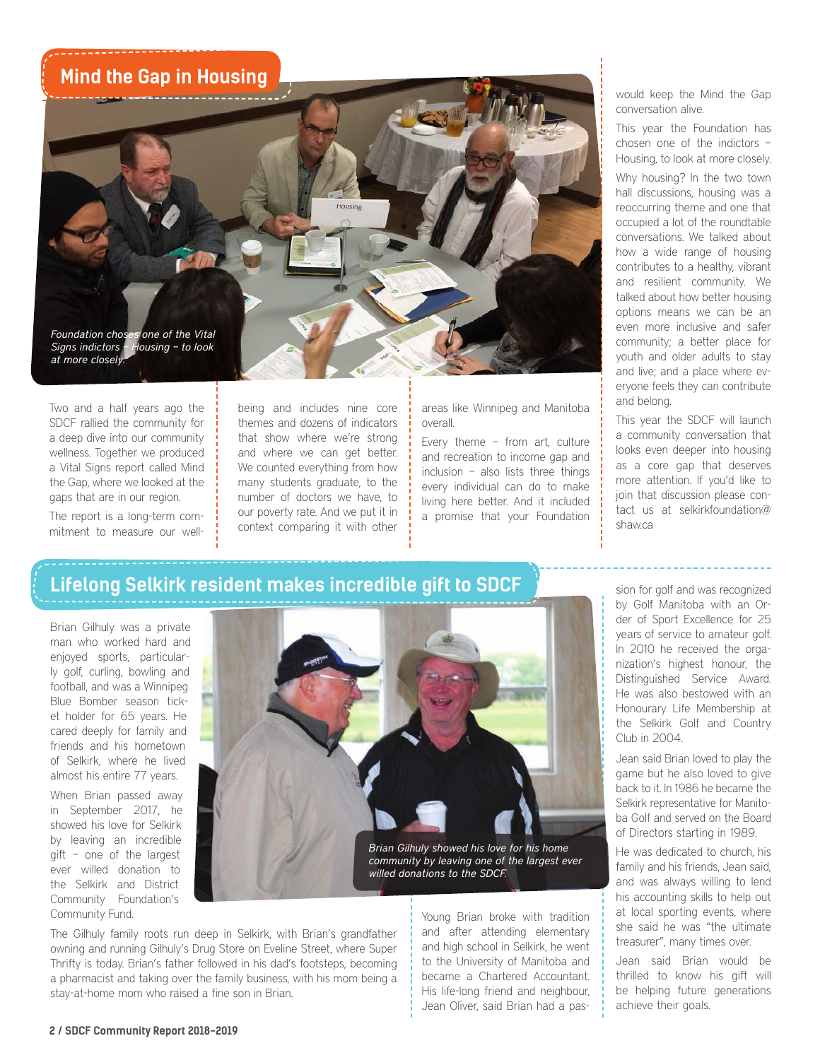## Mind the Gap in Housing

*Foundation chose one of the Vital Signs indicators – Housing – to look at more closely.*

Two and a half years ago the SDCF rallied the community for a deep dive into our community wellness. Together we produced a Vital Signs report called Mind the Gap, where we looked at the gaps that are in our region.

The report is a long-term commitment to measure our well-being and includes nine core themes and dozens of indicators that show where we're strong and where we can get better. We counted everything from how many students graduate, to the number of doctors we have, to our poverty rate. And we put it in context comparing it with other areas like Winnipeg and Manitoba overall.

Every theme – from art, culture and recreation to income gap and inclusion – also lists three things every individual can do to make living here better. And it included a promise that your Foundation would keep the Mind the Gap conversation alive.

This year the Foundation has chosen one of the indictors – Housing, to look at more closely.

Why housing? In the two town hall discussions, housing was a reoccurring theme and one that occupied a lot of the roundtable conversations. We talked about how a wide range of housing contributes to a healthy, vibrant and resilient community. We talked about how better housing options means we can be an even more inclusive and safer community; a better place for youth and older adults to stay and live; and a place where everyone feels they can contribute and belong.

This year the SDCF will launch a community conversation that looks even deeper into housing as a core gap that deserves more attention. If you'd like to join that discussion please contact us at selkirkfoundation@shaw.ca

## Lifelong Selkirk resident makes incredible gift to SDCF

Brian Gilhuly was a private man who worked hard and enjoyed sports, particularly golf, curling, bowling and football, and was a Winnipeg Blue Bomber season ticket holder for 65 years. He cared deeply for family and friends and his hometown of Selkirk, where he lived almost his entire 77 years.

When Brian passed away in September 2017, he showed his love for Selkirk by leaving an incredible gift – one of the largest ever willed donation to the Selkirk and District Community Foundation's Community Fund.

*Brian Gilhuly showed his love for his home community by leaving one of the largest ever willed donations to the SDCF.*

The Gilhuly family roots run deep in Selkirk, with Brian's grandfather owning and running Gilhuly's Drug Store on Eveline Street, where Super Thrifty is today. Brian's father followed in his dad's footsteps, becoming a pharmacist and taking over the family business, with his mom being a stay-at-home mom who raised a fine son in Brian.

Young Brian broke with tradition and after attending elementary and high school in Selkirk, he went to the University of Manitoba and became a Chartered Accountant. His life-long friend and neighbour, Jean Oliver, said Brian had a passion for golf and was recognized by Golf Manitoba with an Order of Sport Excellence for 25 years of service to amateur golf. In 2010 he received the organization's highest honour, the Distinguished Service Award. He was also bestowed with an Honourary Life Membership at the Selkirk Golf and Country Club in 2004.

Jean said Brian loved to play the game but he also loved to give back to it. In 1986 he became the Selkirk representative for Manitoba Golf and served on the Board of Directors starting in 1989.

He was dedicated to church, his family and his friends, Jean said, and was always willing to lend his accounting skills to help out at local sporting events, where she said he was "the ultimate treasurer", many times over.

Jean said Brian would be thrilled to know his gift will be helping future generations achieve their goals.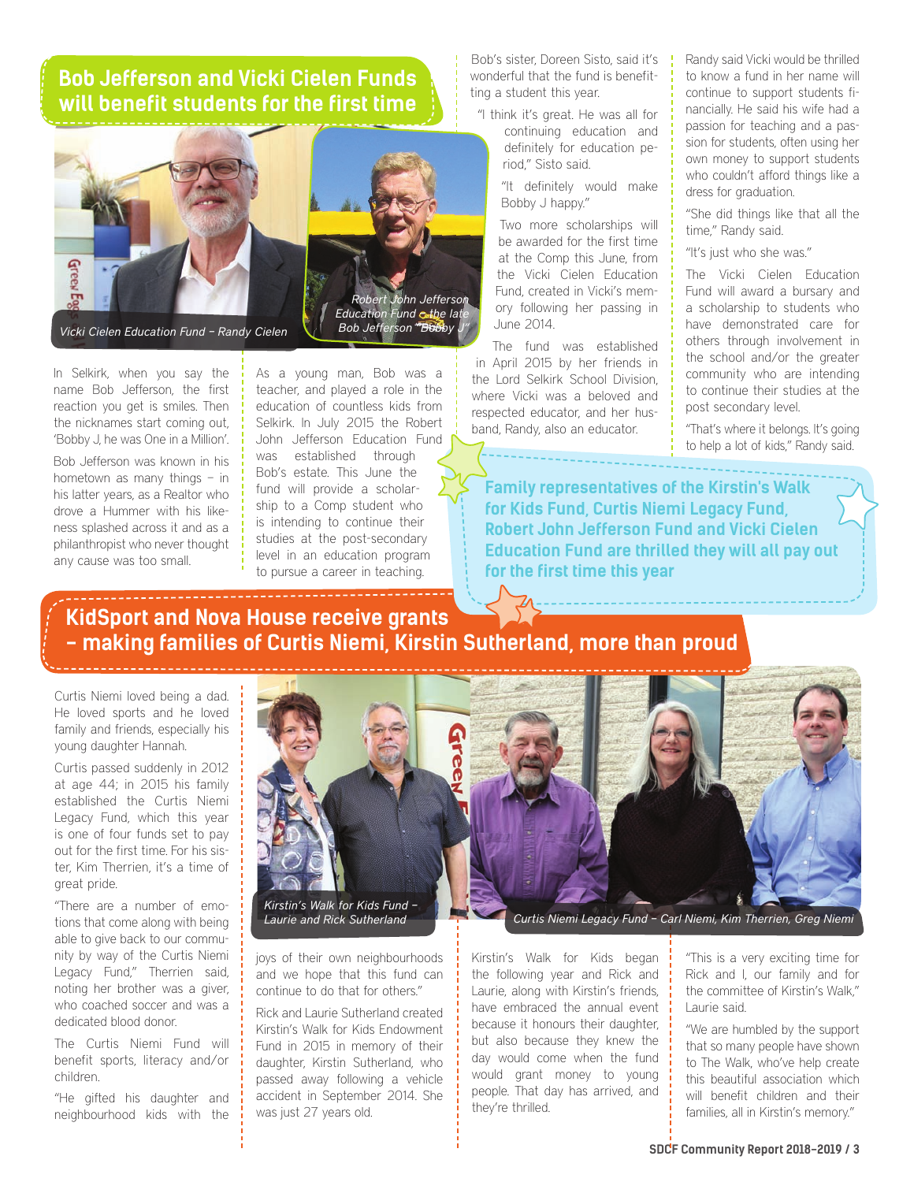## Bob Jefferson and Vicki Cielen Funds will benefit students for the first time

*Vicki Cielen Education Fund – Randy Cielen*

*Robert John Jefferson Education Fund – the late Bob Jefferson "Bobby J"*

In Selkirk, when you say the name Bob Jefferson, the first reaction you get is smiles. Then the nicknames start coming out, 'Bobby J, he was One in a Million'.

Bob Jefferson was known in his hometown as many things – in his latter years, as a Realtor who drove a Hummer with his likeness splashed across it and as a philanthropist who never thought any cause was too small.

As a young man, Bob was a teacher, and played a role in the education of countless kids from Selkirk. In July 2015 the Robert John Jefferson Education Fund was established through Bob's estate. This June the fund will provide a scholarship to a Comp student who is intending to continue their studies at the post-secondary level in an education program to pursue a career in teaching.

Bob's sister, Doreen Sisto, said it's wonderful that the fund is benefitting a student this year.

"I think it's great. He was all for continuing education and definitely for education period," Sisto said.

"It definitely would make Bobby J happy."

Two more scholarships will be awarded for the first time at the Comp this June, from the Vicki Cielen Education Fund, created in Vicki's memory following her passing in June 2014.

The fund was established in April 2015 by her friends in the Lord Selkirk School Division, where Vicki was a beloved and respected educator, and her husband, Randy, also an educator.

Randy said Vicki would be thrilled to know a fund in her name will continue to support students financially. He said his wife had a passion for teaching and a passion for students, often using her own money to support students who couldn't afford things like a dress for graduation.

"She did things like that all the time," Randy said.

"It's just who she was."

The Vicki Cielen Education Fund will award a bursary and a scholarship to students who have demonstrated care for others through involvement in the school and/or the greater community who are intending to continue their studies at the post secondary level.

"That's where it belongs. It's going to help a lot of kids," Randy said.

**Family representatives of the Kirstin's Walk for Kids Fund, Curtis Niemi Legacy Fund, Robert John Jefferson Fund and Vicki Cielen Education Fund are thrilled they will all pay out for the first time this year**

## KidSport and Nova House receive grants – making families of Curtis Niemi, Kirstin Sutherland, more than proud

*Kirstin's Walk for Kids Fund – Laurie and Rick Sutherland*

*Curtis Niemi Legacy Fund – Carl Niemi, Kim Therrien, Greg Niemi*

Curtis Niemi loved being a dad. He loved sports and he loved family and friends, especially his young daughter Hannah.

Curtis passed suddenly in 2012 at age 44; in 2015 his family established the Curtis Niemi Legacy Fund, which this year is one of four funds set to pay out for the first time. For his sister, Kim Therrien, it's a time of great pride.

"There are a number of emotions that come along with being able to give back to our community by way of the Curtis Niemi Legacy Fund," Therrien said, noting her brother was a giver, who coached soccer and was a dedicated blood donor.

The Curtis Niemi Fund will benefit sports, literacy and/or children.

"He gifted his daughter and neighbourhood kids with the joys of their own neighbourhoods and we hope that this fund can continue to do that for others."

Rick and Laurie Sutherland created Kirstin's Walk for Kids Endowment Fund in 2015 in memory of their daughter, Kirstin Sutherland, who passed away following a vehicle accident in September 2014. She was just 27 years old.

Kirstin's Walk for Kids began the following year and Rick and Laurie, along with Kirstin's friends, have embraced the annual event because it honours their daughter, but also because they knew the day would come when the fund would grant money to young people. That day has arrived, and they're thrilled.

"This is a very exciting time for Rick and I, our family and for the committee of Kirstin's Walk," Laurie said.

"We are humbled by the support that so many people have shown to The Walk, who've help create this beautiful association which will benefit children and their families, all in Kirstin's memory."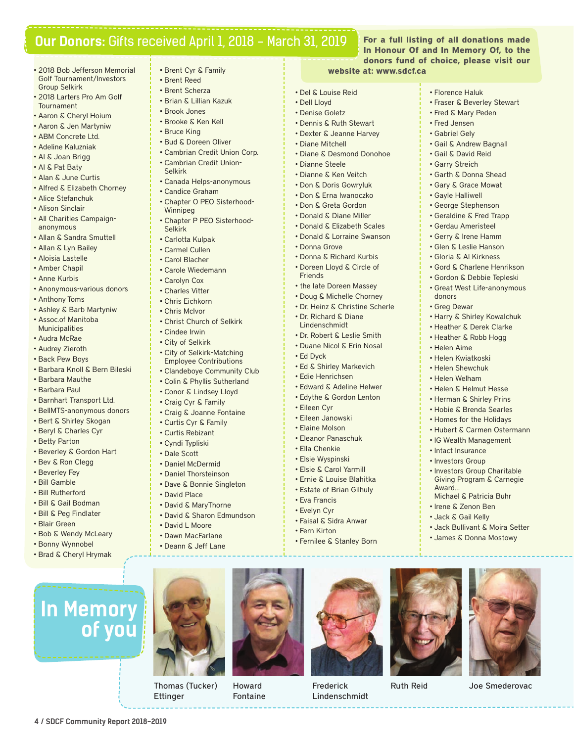## Our Donors: Gifts received April 1, 2018 – March 31, 2019

**For a full listing of all donations made In Honour Of and In Memory Of, to the donors fund of choice, please visit our website at: www.sdcf.ca**

- 2018 Bob Jefferson Memorial Golf Tournament/Investors Group Selkirk
- 2018 Larters Pro Am Golf Tournament
- Aaron & Cheryl Hoium
- Aaron & Jen Martyniw
- ABM Concrete Ltd.
- Adeline Kaluzniak
- Al & Joan Brigg
- Al & Pat Baty
- Alan & June Curtis
- Alfred & Elizabeth Chorney
- Alice Stefanchuk
- Alison Sinclair
- All Charities Campaign-anonymous
- Allan & Sandra Smuttell
- Allan & Lyn Bailey
- Aloisia Lastelle
- Amber Chapil
- Anne Kurbis
- Anonymous-various donors
- Anthony Toms
- Ashley & Barb Martyniw
- Assoc.of Manitoba Municipalities
- Audra McRae
- Audrey Zieroth
- Back Pew Boys
- Barbara Knoll & Bern Bileski
- Barbara Mauthe
- Barbara Paul
- Barnhart Transport Ltd.
- BellMTS-anonymous donors
- Bert & Shirley Skogan
- Beryl & Charles Cyr
- Betty Parton
- Beverley & Gordon Hart
- Bev & Ron Clegg
- Beverley Fey
- Bill Gamble
- Bill Rutherford
- Bill & Gail Bodman
- Bill & Peg Findlater
- Blair Green
- Bob & Wendy McLeary
- Bonny Wynnobel
- Brad & Cheryl Hrymak
- Brent Cyr & Family
- Brent Reed
- Brent Scherza
- Brian & Lillian Kazuk
- Brook Jones
- Brooke & Ken Kell
- Bruce King
- Bud & Doreen Oliver
- Cambrian Credit Union Corp.
- Cambrian Credit Union-Selkirk
- Canada Helps-anonymous
- Candice Graham
- Chapter O PEO Sisterhood-Winnipeg
- Chapter P PEO Sisterhood-Selkirk
- Carlotta Kulpak
- Carmel Cullen
- Carol Blacher
- Carole Wiedemann
- Carolyn Cox
- Charles Vitter
- Chris Eichkorn
- Chris McIvor
- Christ Church of Selkirk
- Cindee Irwin
- City of Selkirk
- City of Selkirk-Matching Employee Contributions
- Clandeboye Community Club
- Colin & Phyllis Sutherland
- Conor & Lindsey Lloyd
- Craig Cyr & Family
- Craig & Joanne Fontaine
- Curtis Cyr & Family
- Curtis Rebizant
- Cyndi Typliski
- Dale Scott
- Daniel McDermid
- Daniel Thorsteinson
- Dave & Bonnie Singleton
- David Place
- David & MaryThorne
- David & Sharon Edmundson
- David L Moore
- Dawn MacFarlane
- Deann & Jeff Lane
- Del & Louise Reid
- Dell Lloyd
- Denise Goletz
- Dennis & Ruth Stewart
- Dexter & Jeanne Harvey
- Diane Mitchell
- Diane & Desmond Donohoe
- Dianne Steele
- Dianne & Ken Veitch
- Don & Doris Gowryluk
- Don & Erna Iwanoczko
- Don & Greta Gordon
- Donald & Diane Miller
- Donald & Elizabeth Scales
- Donald & Lorraine Swanson
- Donna Grove
- Donna & Richard Kurbis
- Doreen Lloyd & Circle of Friends
- the late Doreen Massey
- Doug & Michelle Chorney
- Dr. Heinz & Christine Scherle
- Dr. Richard & Diane Lindenschmidt
- Dr. Robert & Leslie Smith
- Duane Nicol & Erin Nosal
- Ed Dyck
- Ed & Shirley Markevich
- Edie Henrichsen
- Edward & Adeline Helwer
- Edythe & Gordon Lenton
- Eileen Cyr
- Eileen Janowski
- Elaine Molson
- Eleanor Panaschuk
- Ella Chenkie
- Elsie Wyspinski
- Elsie & Carol Yarmill
- Ernie & Louise Blahitka
- Estate of Brian Gilhuly
- Eva Francis
- Evelyn Cyr
- Faisal & Sidra Anwar
- Fern Kirton
- Fernilee & Stanley Born
- Florence Haluk
- Fraser & Beverley Stewart
- Fred & Mary Peden
- Fred Jensen
- Gabriel Gely
- Gail & Andrew Bagnall
- Gail & David Reid
- Garry Streich
- Garth & Donna Shead
- Gary & Grace Mowat
- Gayle Halliwell
- George Stephenson
- Geraldine & Fred Trapp
- Gerdau Ameristeel
- Gerry & Irene Hamm
- Glen & Leslie Hanson
- Gloria & Al Kirkness
- Gord & Charlene Henrikson
- Gordon & Debbie Tepleski
- Great West Life-anonymous donors
- Greg Dewar
- Harry & Shirley Kowalchuk
- Heather & Derek Clarke
- Heather & Robb Hogg
- Helen Aime
- Helen Kwiatkoski
- Helen Shewchuk
- Helen Welham
- Helen & Helmut Hesse
- Herman & Shirley Prins
- Hobie & Brenda Searles
- Homes for the Holidays
- Hubert & Carmen Ostermann
- IG Wealth Management
- Intact Insurance
- Investors Group
- Investors Group Charitable Giving Program & Carnegie Award... Michael & Patricia Buhr
- Irene & Zenon Ben
- Jack & Gail Kelly
- Jack Bullivant & Moira Setter
- James & Donna Mostowy

## In Memory of you

Thomas (Tucker) Ettinger

Howard Fontaine

Frederick Lindenschmidt

Ruth Reid

Joe Smederovac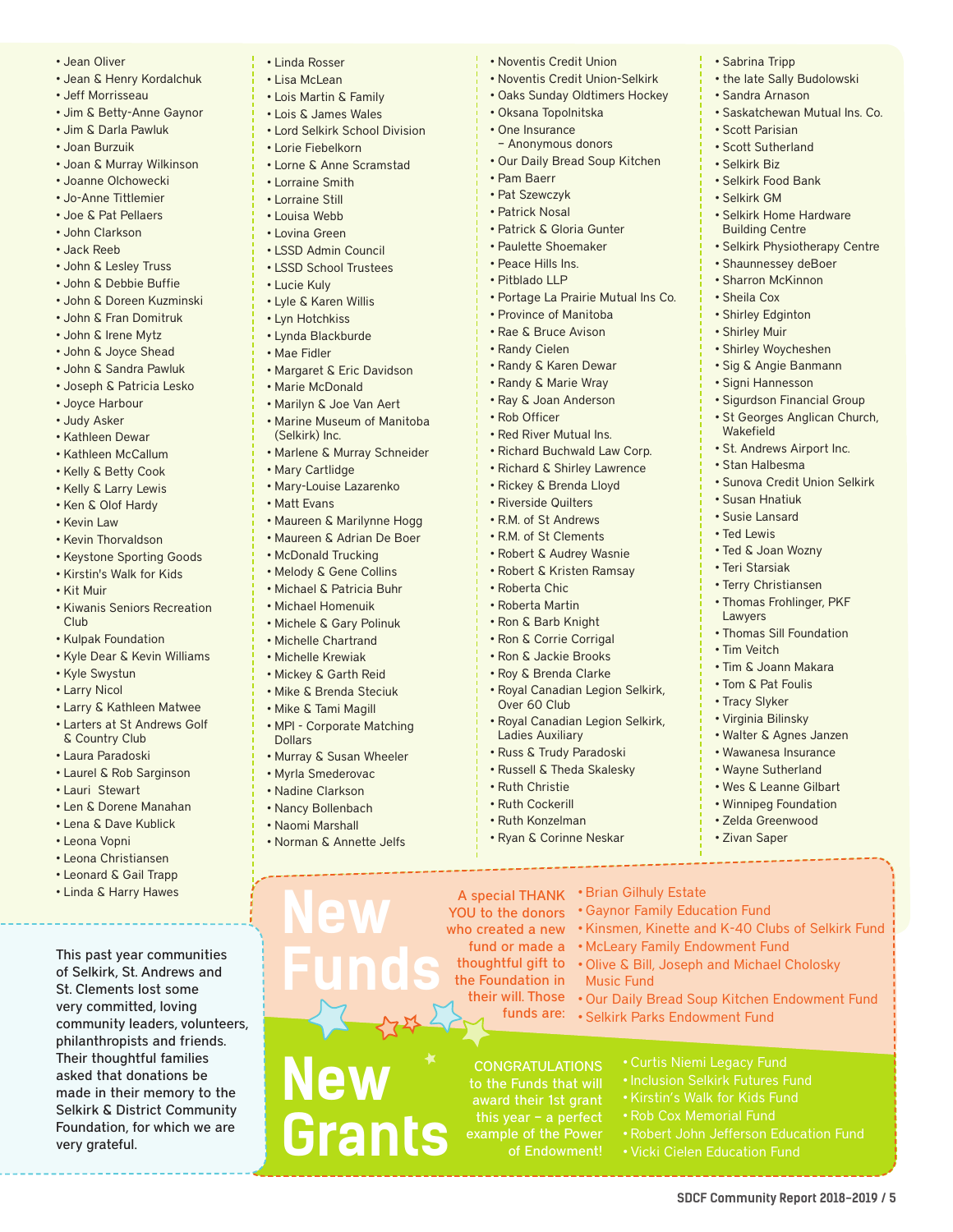- Jean Oliver
- Jean & Henry Kordalchuk
- Jeff Morrisseau
- Jim & Betty-Anne Gaynor
- Jim & Darla Pawluk
- Joan Burzuik
- Joan & Murray Wilkinson
- Joanne Olchowecki
- Jo-Anne Tittlemier
- Joe & Pat Pellaers
- John Clarkson
- Jack Reeb
- John & Lesley Truss
- John & Debbie Buffie
- John & Doreen Kuzminski
- John & Fran Domitruk
- John & Irene Mytz
- John & Joyce Shead
- John & Sandra Pawluk
- Joseph & Patricia Lesko
- Joyce Harbour
- Judy Asker
- Kathleen Dewar
- Kathleen McCallum
- Kelly & Betty Cook
- Kelly & Larry Lewis
- Ken & Olof Hardy
- Kevin Law
- Kevin Thorvaldson
- Keystone Sporting Goods
- Kirstin's Walk for Kids
- Kit Muir
- Kiwanis Seniors Recreation Club
- Kulpak Foundation
- Kyle Dear & Kevin Williams
- Kyle Swystun
- Larry Nicol
- Larry & Kathleen Matwee
- Larters at St Andrews Golf & Country Club
- Laura Paradoski
- Laurel & Rob Sarginson
- Lauri Stewart
- Len & Dorene Manahan
- Lena & Dave Kublick
- Leona Vopni
- Leona Christiansen
- Leonard & Gail Trapp
- Linda & Harry Hawes
- Linda Rosser
- Lisa McLean
- Lois Martin & Family
- Lois & James Wales
- Lord Selkirk School Division
- Lorie Fiebelkorn
- Lorne & Anne Scramstad
- Lorraine Smith
- Lorraine Still
- Louisa Webb
- Lovina Green
- LSSD Admin Council
- LSSD School Trustees
- Lucie Kuly
- Lyle & Karen Willis
- Lyn Hotchkiss
- Lynda Blackburde
- Mae Fidler
- Margaret & Eric Davidson
- Marie McDonald
- Marilyn & Joe Van Aert
- Marine Museum of Manitoba (Selkirk) Inc.
- Marlene & Murray Schneider
- Mary Cartlidge
- Mary-Louise Lazarenko
- Matt Evans
- Maureen & Marilynne Hogg
- Maureen & Adrian De Boer
- McDonald Trucking
- Melody & Gene Collins
- Michael & Patricia Buhr
- Michael Homenuik
- Michele & Gary Polinuk
- Michelle Chartrand
- Michelle Krewiak
- Mickey & Garth Reid
- Mike & Brenda Steciuk
- Mike & Tami Magill
- MPI - Corporate Matching Dollars
- Murray & Susan Wheeler
- Myrla Smederovac
- Nadine Clarkson
- Nancy Bollenbach
- Naomi Marshall
- Norman & Annette Jelfs
- Noventis Credit Union
- Noventis Credit Union-Selkirk
- Oaks Sunday Oldtimers Hockey
- Oksana Topolnitska
- One Insurance – Anonymous donors
- Our Daily Bread Soup Kitchen
- Pam Baerr
- Pat Szewczyk
- Patrick Nosal
- Patrick & Gloria Gunter
- Paulette Shoemaker
- Peace Hills Ins.
- Pitblado LLP
- Portage La Prairie Mutual Ins Co.
- Province of Manitoba
- Rae & Bruce Avison
- Randy Cielen
- Randy & Karen Dewar
- Randy & Marie Wray
- Ray & Joan Anderson
- Rob Officer
- Red River Mutual Ins.
- Richard Buchwald Law Corp.
- Richard & Shirley Lawrence
- Rickey & Brenda Lloyd
- Riverside Quilters
- R.M. of St Andrews
- R.M. of St Clements
- Robert & Audrey Wasnie
- Robert & Kristen Ramsay
- Roberta Chic
- Roberta Martin
- Ron & Barb Knight
- Ron & Corrie Corrigal
- Ron & Jackie Brooks
- Roy & Brenda Clarke
- Royal Canadian Legion Selkirk, Over 60 Club
- Royal Canadian Legion Selkirk, Ladies Auxiliary
- Russ & Trudy Paradoski
- Russell & Theda Skalesky
- Ruth Christie
- Ruth Cockerill
- Ruth Konzelman
- Ryan & Corinne Neskar
- Sabrina Tripp
- the late Sally Budolowski
- Sandra Arnason
- Saskatchewan Mutual Ins. Co.
- Scott Parisian
- Scott Sutherland
- Selkirk Biz
- Selkirk Food Bank
- Selkirk GM
- Selkirk Home Hardware Building Centre
- Selkirk Physiotherapy Centre
- Shaunnessey deBoer
- Sharron McKinnon
- Sheila Cox
- Shirley Edginton
- Shirley Muir
- Shirley Woycheshen
- Sig & Angie Banmann
- Signi Hannesson
- Sigurdson Financial Group
- St Georges Anglican Church, Wakefield
- St. Andrews Airport Inc.
- Stan Halbesma
- Sunova Credit Union Selkirk
- Susan Hnatiuk
- Susie Lansard
- Ted Lewis
- Ted & Joan Wozny
- Teri Starsiak
- Terry Christiansen
- Thomas Frohlinger, PKF Lawyers
- Thomas Sill Foundation
- Tim Veitch
- Tim & Joann Makara
- Tom & Pat Foulis
- Tracy Slyker
- Virginia Bilinsky
- Walter & Agnes Janzen
- Wawanesa Insurance
- Wayne Sutherland
- Wes & Leanne Gilbart
- Winnipeg Foundation
- Zelda Greenwood
- Zivan Saper

This past year communities of Selkirk, St. Andrews and St. Clements lost some very committed, loving community leaders, volunteers, philanthropists and friends. Their thoughtful families asked that donations be made in their memory to the Selkirk & District Community Foundation, for which we are very grateful.

## New Funds

A special THANK YOU to the donors who created a new fund or made a thoughtful gift to the Foundation in their will. Those funds are:

- Brian Gilhuly Estate
- Gaynor Family Education Fund
- Kinsmen, Kinette and K-40 Clubs of Selkirk Fund
- McLeary Family Endowment Fund
- Olive & Bill, Joseph and Michael Cholosky Music Fund
- Our Daily Bread Soup Kitchen Endowment Fund
- Selkirk Parks Endowment Fund

## New Grants

CONGRATULATIONS to the Funds that will award their 1st grant this year – a perfect example of the Power of Endowment!

- Curtis Niemi Legacy Fund
- Inclusion Selkirk Futures Fund
- Kirstin's Walk for Kids Fund
- Rob Cox Memorial Fund
- Robert John Jefferson Education Fund
- Vicki Cielen Education Fund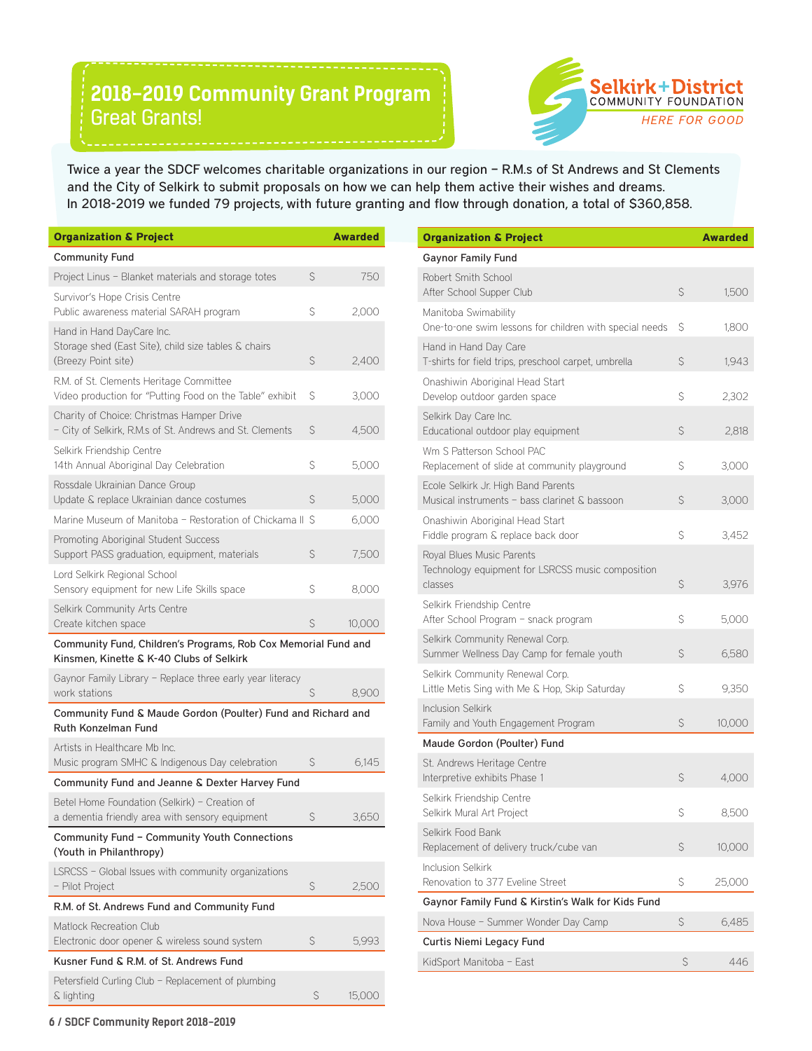# 2018–2019 Community Grant Program
## Great Grants!

Selkirk + District COMMUNITY FOUNDATION
*HERE FOR GOOD*

Twice a year the SDCF welcomes charitable organizations in our region – R.M.s of St Andrews and St Clements and the City of Selkirk to submit proposals on how we can help them active their wishes and dreams. In 2018-2019 we funded 79 projects, with future granting and flow through donation, a total of $360,858.

| Organization & Project | | Awarded |
|---|---|---|
| **Community Fund** | | |
| Project Linus – Blanket materials and storage totes | $ | 750 |
| Survivor's Hope Crisis Centre<br>Public awareness material SARAH program | $ | 2,000 |
| Hand in Hand DayCare Inc.<br>Storage shed (East Site), child size tables & chairs (Breezy Point site) | $ | 2,400 |
| R.M. of St. Clements Heritage Committee<br>Video production for "Putting Food on the Table" exhibit | $ | 3,000 |
| Charity of Choice: Christmas Hamper Drive – City of Selkirk, R.M.s of St. Andrews and St. Clements | $ | 4,500 |
| Selkirk Friendship Centre<br>14th Annual Aboriginal Day Celebration | $ | 5,000 |
| Rossdale Ukrainian Dance Group<br>Update & replace Ukrainian dance costumes | $ | 5,000 |
| Marine Museum of Manitoba – Restoration of Chickama II | $ | 6,000 |
| Promoting Aboriginal Student Success<br>Support PASS graduation, equipment, materials | $ | 7,500 |
| Lord Selkirk Regional School<br>Sensory equipment for new Life Skills space | $ | 8,000 |
| Selkirk Community Arts Centre<br>Create kitchen space | $ | 10,000 |
| **Community Fund, Children's Programs, Rob Cox Memorial Fund and Kinsmen, Kinette & K-40 Clubs of Selkirk** | | |
| Gaynor Family Library – Replace three early year literacy work stations | $ | 8,900 |
| **Community Fund & Maude Gordon (Poulter) Fund and Richard and Ruth Konzelman Fund** | | |
| Artists in Healthcare Mb Inc.<br>Music program SMHC & Indigenous Day celebration | $ | 6,145 |
| **Community Fund and Jeanne & Dexter Harvey Fund** | | |
| Betel Home Foundation (Selkirk) – Creation of a dementia friendly area with sensory equipment | $ | 3,650 |
| **Community Fund – Community Youth Connections (Youth in Philanthropy)** | | |
| LSRCSS – Global Issues with community organizations – Pilot Project | $ | 2,500 |
| **R.M. of St. Andrews Fund and Community Fund** | | |
| Matlock Recreation Club<br>Electronic door opener & wireless sound system | $ | 5,993 |
| **Kusner Fund & R.M. of St. Andrews Fund** | | |
| Petersfield Curling Club – Replacement of plumbing & lighting | $ | 15,000 |

| Organization & Project | | Awarded |
|---|---|---|
| **Gaynor Family Fund** | | |
| Robert Smith School<br>After School Supper Club | $ | 1,500 |
| Manitoba Swimability<br>One-to-one swim lessons for children with special needs | $ | 1,800 |
| Hand in Hand Day Care<br>T-shirts for field trips, preschool carpet, umbrella | $ | 1,943 |
| Onashiwin Aboriginal Head Start<br>Develop outdoor garden space | $ | 2,302 |
| Selkirk Day Care Inc.<br>Educational outdoor play equipment | $ | 2,818 |
| Wm S Patterson School PAC<br>Replacement of slide at community playground | $ | 3,000 |
| Ecole Selkirk Jr. High Band Parents<br>Musical instruments – bass clarinet & bassoon | $ | 3,000 |
| Onashiwin Aboriginal Head Start<br>Fiddle program & replace back door | $ | 3,452 |
| Royal Blues Music Parents<br>Technology equipment for LSRCSS music composition classes | $ | 3,976 |
| Selkirk Friendship Centre<br>After School Program – snack program | $ | 5,000 |
| Selkirk Community Renewal Corp.<br>Summer Wellness Day Camp for female youth | $ | 6,580 |
| Selkirk Community Renewal Corp.<br>Little Metis Sing with Me & Hop, Skip Saturday | $ | 9,350 |
| Inclusion Selkirk<br>Family and Youth Engagement Program | $ | 10,000 |
| **Maude Gordon (Poulter) Fund** | | |
| St. Andrews Heritage Centre<br>Interpretive exhibits Phase 1 | $ | 4,000 |
| Selkirk Friendship Centre<br>Selkirk Mural Art Project | $ | 8,500 |
| Selkirk Food Bank<br>Replacement of delivery truck/cube van | $ | 10,000 |
| Inclusion Selkirk<br>Renovation to 377 Eveline Street | $ | 25,000 |
| **Gaynor Family Fund & Kirstin's Walk for Kids Fund** | | |
| Nova House – Summer Wonder Day Camp | $ | 6,485 |
| **Curtis Niemi Legacy Fund** | | |
| KidSport Manitoba – East | $ | 446 |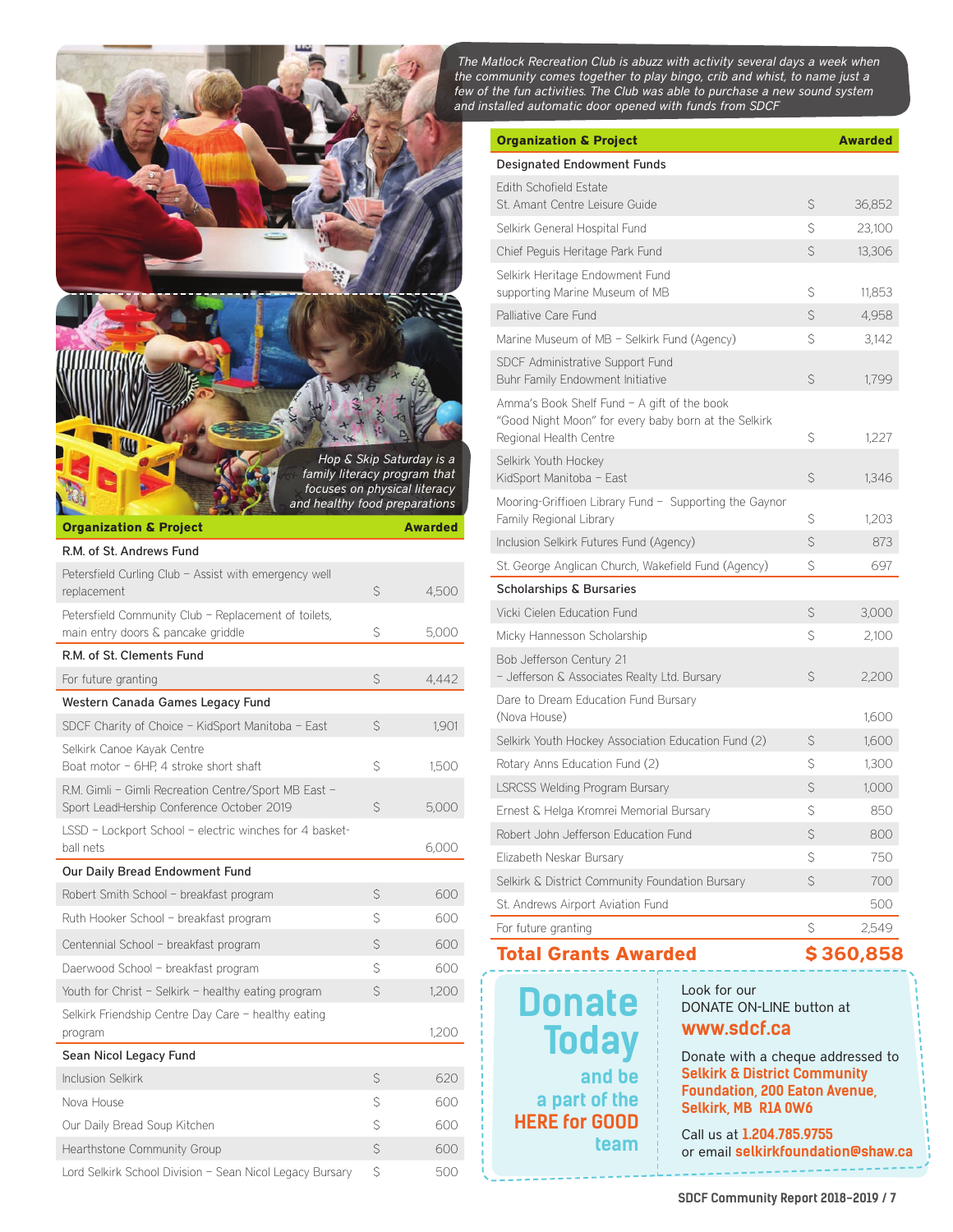*The Matlock Recreation Club is abuzz with activity several days a week when the community comes together to play bingo, crib and whist, to name just a few of the fun activities. The Club was able to purchase a new sound system and installed automatic door opened with funds from SDCF*

*Hop & Skip Saturday is a family literacy program that focuses on physical literacy and healthy food preparations*

| Organization & Project | | Awarded |
|---|---|---|
| **R.M. of St. Andrews Fund** | | |
| Petersfield Curling Club – Assist with emergency well replacement | $ | 4,500 |
| Petersfield Community Club – Replacement of toilets, main entry doors & pancake griddle | $ | 5,000 |
| **R.M. of St. Clements Fund** | | |
| For future granting | $ | 4,442 |
| **Western Canada Games Legacy Fund** | | |
| SDCF Charity of Choice – KidSport Manitoba – East | $ | 1,901 |
| Selkirk Canoe Kayak Centre Boat motor – 6HP, 4 stroke short shaft | $ | 1,500 |
| R.M. Gimli – Gimli Recreation Centre/Sport MB East – Sport LeadHership Conference October 2019 | $ | 5,000 |
| LSSD – Lockport School – electric winches for 4 basket-ball nets | | 6,000 |
| **Our Daily Bread Endowment Fund** | | |
| Robert Smith School – breakfast program | $ | 600 |
| Ruth Hooker School – breakfast program | $ | 600 |
| Centennial School – breakfast program | $ | 600 |
| Daerwood School – breakfast program | $ | 600 |
| Youth for Christ – Selkirk – healthy eating program | $ | 1,200 |
| Selkirk Friendship Centre Day Care – healthy eating program | | 1,200 |
| **Sean Nicol Legacy Fund** | | |
| Inclusion Selkirk | $ | 620 |
| Nova House | $ | 600 |
| Our Daily Bread Soup Kitchen | $ | 600 |
| Hearthstone Community Group | $ | 600 |
| Lord Selkirk School Division – Sean Nicol Legacy Bursary | $ | 500 |

| Organization & Project | | Awarded |
|---|---|---|
| **Designated Endowment Funds** | | |
| Edith Schofield Estate St. Amant Centre Leisure Guide | $ | 36,852 |
| Selkirk General Hospital Fund | $ | 23,100 |
| Chief Peguis Heritage Park Fund | $ | 13,306 |
| Selkirk Heritage Endowment Fund supporting Marine Museum of MB | $ | 11,853 |
| Palliative Care Fund | $ | 4,958 |
| Marine Museum of MB – Selkirk Fund (Agency) | $ | 3,142 |
| SDCF Administrative Support Fund Buhr Family Endowment Initiative | $ | 1,799 |
| Amma's Book Shelf Fund – A gift of the book "Good Night Moon" for every baby born at the Selkirk Regional Health Centre | $ | 1,227 |
| Selkirk Youth Hockey KidSport Manitoba – East | $ | 1,346 |
| Mooring-Griffioen Library Fund – Supporting the Gaynor Family Regional Library | $ | 1,203 |
| Inclusion Selkirk Futures Fund (Agency) | $ | 873 |
| St. George Anglican Church, Wakefield Fund (Agency) | $ | 697 |
| **Scholarships & Bursaries** | | |
| Vicki Cielen Education Fund | $ | 3,000 |
| Micky Hannesson Scholarship | $ | 2,100 |
| Bob Jefferson Century 21 – Jefferson & Associates Realty Ltd. Bursary | $ | 2,200 |
| Dare to Dream Education Fund Bursary (Nova House) | | 1,600 |
| Selkirk Youth Hockey Association Education Fund (2) | $ | 1,600 |
| Rotary Anns Education Fund (2) | $ | 1,300 |
| LSRCSS Welding Program Bursary | $ | 1,000 |
| Ernest & Helga Kromrei Memorial Bursary | $ | 850 |
| Robert John Jefferson Education Fund | $ | 800 |
| Elizabeth Neskar Bursary | $ | 750 |
| Selkirk & District Community Foundation Bursary | $ | 700 |
| St. Andrews Airport Aviation Fund | | 500 |
| For future granting | $ | 2,549 |
| **Total Grants Awarded** | | **$ 360,858** |

## Donate Today

**and be a part of the HERE for GOOD team**

Look for our DONATE ON-LINE button at **www.sdcf.ca**

Donate with a cheque addressed to **Selkirk & District Community Foundation, 200 Eaton Avenue, Selkirk, MB R1A 0W6**

Call us at **1.204.785.9755** or email **selkirkfoundation@shaw.ca**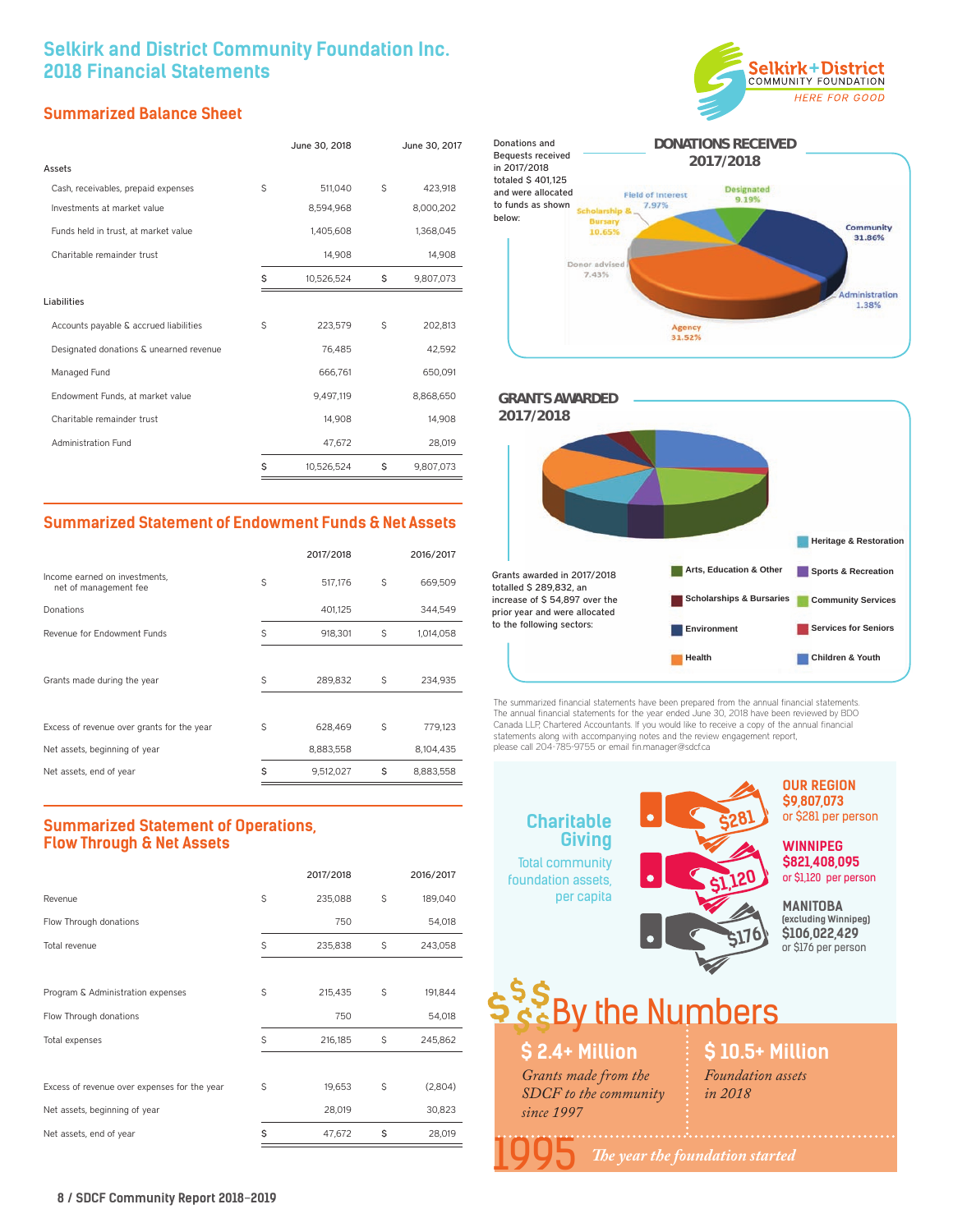# Selkirk and District Community Foundation Inc. 2018 Financial Statements

Selkirk + District COMMUNITY FOUNDATION
HERE FOR GOOD

## Summarized Balance Sheet

| | | June 30, 2018 | | June 30, 2017 |
|---|---|---|---|---|
| **Assets** | | | | |
| Cash, receivables, prepaid expenses | $ | 511,040 | $ | 423,918 |
| Investments at market value | | 8,594,968 | | 8,000,202 |
| Funds held in trust, at market value | | 1,405,608 | | 1,368,045 |
| Charitable remainder trust | | 14,908 | | 14,908 |
| | $ | 10,526,524 | $ | 9,807,073 |
| **Liabilities** | | | | |
| Accounts payable & accrued liabilities | $ | 223,579 | $ | 202,813 |
| Designated donations & unearned revenue | | 76,485 | | 42,592 |
| Managed Fund | | 666,761 | | 650,091 |
| Endowment Funds, at market value | | 9,497,119 | | 8,868,650 |
| Charitable remainder trust | | 14,908 | | 14,908 |
| Administration Fund | | 47,672 | | 28,019 |
| | $ | 10,526,524 | $ | 9,807,073 |

## Summarized Statement of Endowment Funds & Net Assets

| | | 2017/2018 | | 2016/2017 |
|---|---|---|---|---|
| Income earned on investments, net of management fee | $ | 517,176 | $ | 669,509 |
| Donations | | 401,125 | | 344,549 |
| Revenue for Endowment Funds | $ | 918,301 | $ | 1,014,058 |
| Grants made during the year | $ | 289,832 | $ | 234,935 |
| Excess of revenue over grants for the year | $ | 628,469 | $ | 779,123 |
| Net assets, beginning of year | | 8,883,558 | | 8,104,435 |
| Net assets, end of year | $ | 9,512,027 | $ | 8,883,558 |

## Summarized Statement of Operations, Flow Through & Net Assets

| | | 2017/2018 | | 2016/2017 |
|---|---|---|---|---|
| Revenue | $ | 235,088 | $ | 189,040 |
| Flow Through donations | | 750 | | 54,018 |
| Total revenue | $ | 235,838 | $ | 243,058 |
| Program & Administration expenses | $ | 215,435 | $ | 191,844 |
| Flow Through donations | | 750 | | 54,018 |
| Total expenses | $ | 216,185 | $ | 245,862 |
| Excess of revenue over expenses for the year | $ | 19,653 | $ | (2,804) |
| Net assets, beginning of year | | 28,019 | | 30,823 |
| Net assets, end of year | $ | 47,672 | $ | 28,019 |

## DONATIONS RECEIVED 2017/2018

Donations and Bequests received in 2017/2018 totaled $ 401,125 and were allocated to funds as shown below:

Field of Interest 7.97%
Designated 9.19%
Scholarship & Bursary 10.65%
Community 31.86%
Donor advised 7.43%
Administration 1.38%
Agency 31.52%

## GRANTS AWARDED 2017/2018

Grants awarded in 2017/2018 totalled $ 289,832, an increase of $ 54,897 over the prior year and were allocated to the following sectors:

Heritage & Restoration
Arts, Education & Other
Sports & Recreation
Scholarships & Bursaries
Community Services
Environment
Services for Seniors
Health
Children & Youth

The summarized financial statements have been prepared from the annual financial statements. The annual financial statements for the year ended June 30, 2018 have been reviewed by BDO Canada LLP, Chartered Accountants. If you would like to receive a copy of the annual financial statements along with accompanying notes and the review engagement report, please call 204-785-9755 or email fin.manager@sdcf.ca

## Charitable Giving

Total community foundation assets, per capita

**OUR REGION**
**$9,807,073**
or $281 per person

**WINNIPEG**
**$821,408,095**
or $1,120 per person

**MANITOBA** (excluding Winnipeg)
**$106,022,429**
or $176 per person

## By the Numbers

**$ 2.4+ Million**
*Grants made from the SDCF to the community since 1997*

**$ 10.5+ Million**
*Foundation assets in 2018*

**1995** *The year the foundation started*